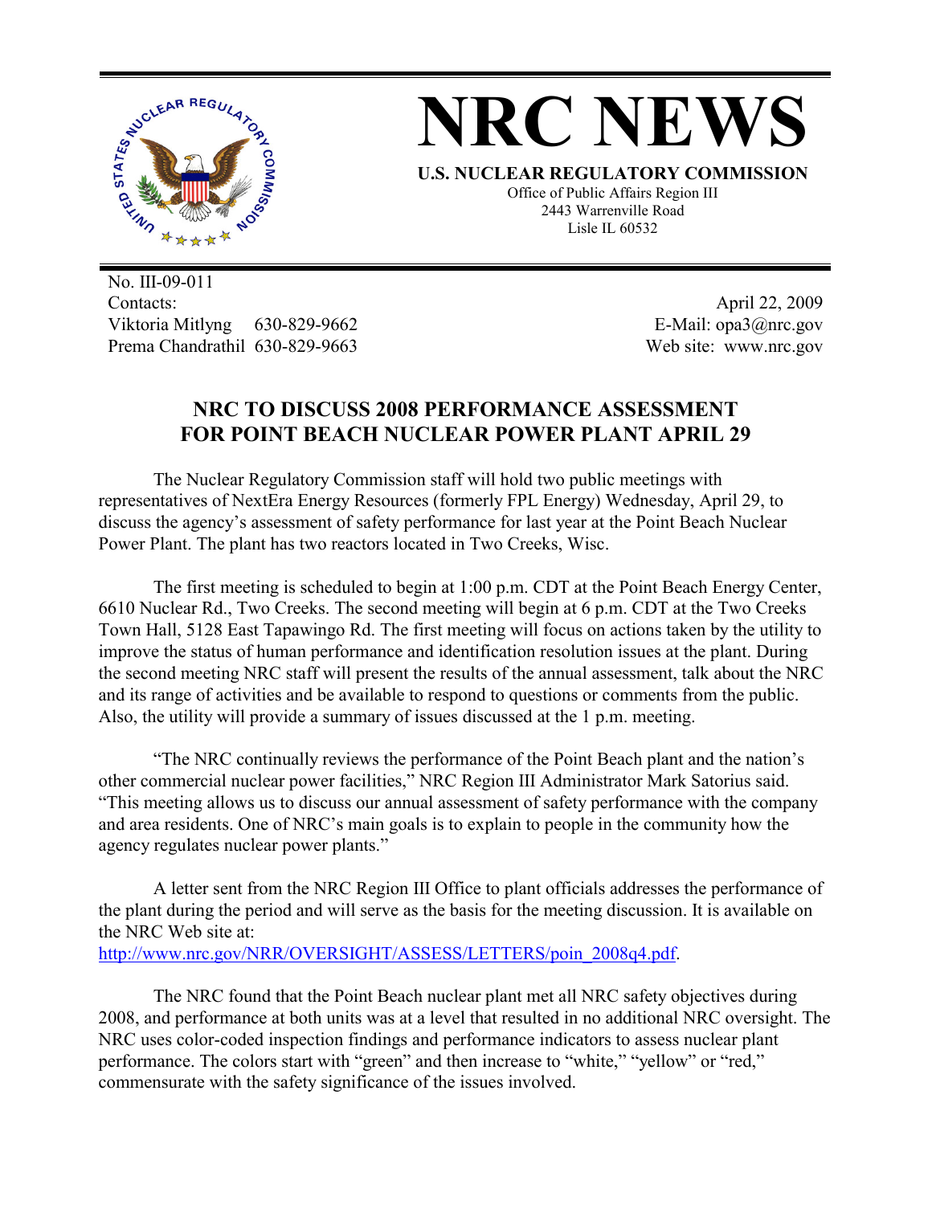# NRC NEWS

**U.S. NUCLEAR REGULATORY COMMISSION**

Office of Public Affairs Region III
2443 Warrenville Road
Lisle IL 60532

No. III-09-011
Contacts:
Viktoria Mitlyng 630-829-9662
Prema Chandrathil 630-829-9663

April 22, 2009
E-Mail: opa3@nrc.gov
Web site: www.nrc.gov

## NRC TO DISCUSS 2008 PERFORMANCE ASSESSMENT FOR POINT BEACH NUCLEAR POWER PLANT APRIL 29

The Nuclear Regulatory Commission staff will hold two public meetings with representatives of NextEra Energy Resources (formerly FPL Energy) Wednesday, April 29, to discuss the agency's assessment of safety performance for last year at the Point Beach Nuclear Power Plant. The plant has two reactors located in Two Creeks, Wisc.

The first meeting is scheduled to begin at 1:00 p.m. CDT at the Point Beach Energy Center, 6610 Nuclear Rd., Two Creeks. The second meeting will begin at 6 p.m. CDT at the Two Creeks Town Hall, 5128 East Tapawingo Rd. The first meeting will focus on actions taken by the utility to improve the status of human performance and identification resolution issues at the plant. During the second meeting NRC staff will present the results of the annual assessment, talk about the NRC and its range of activities and be available to respond to questions or comments from the public. Also, the utility will provide a summary of issues discussed at the 1 p.m. meeting.

"The NRC continually reviews the performance of the Point Beach plant and the nation's other commercial nuclear power facilities," NRC Region III Administrator Mark Satorius said. "This meeting allows us to discuss our annual assessment of safety performance with the company and area residents. One of NRC's main goals is to explain to people in the community how the agency regulates nuclear power plants."

A letter sent from the NRC Region III Office to plant officials addresses the performance of the plant during the period and will serve as the basis for the meeting discussion. It is available on the NRC Web site at:
http://www.nrc.gov/NRR/OVERSIGHT/ASSESS/LETTERS/poin_2008q4.pdf.

The NRC found that the Point Beach nuclear plant met all NRC safety objectives during 2008, and performance at both units was at a level that resulted in no additional NRC oversight. The NRC uses color-coded inspection findings and performance indicators to assess nuclear plant performance. The colors start with "green" and then increase to "white," "yellow" or "red," commensurate with the safety significance of the issues involved.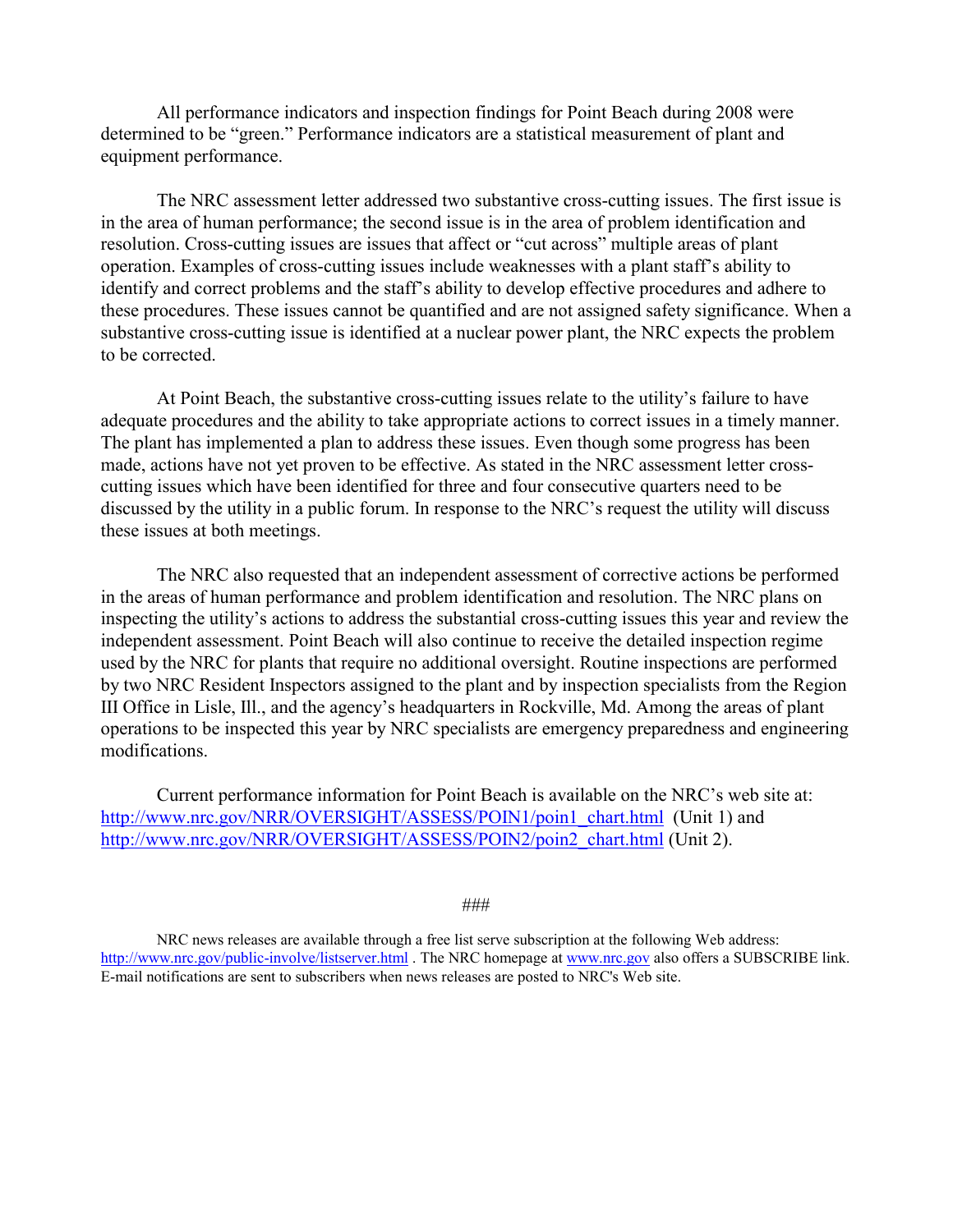All performance indicators and inspection findings for Point Beach during 2008 were determined to be "green." Performance indicators are a statistical measurement of plant and equipment performance.

The NRC assessment letter addressed two substantive cross-cutting issues. The first issue is in the area of human performance; the second issue is in the area of problem identification and resolution. Cross-cutting issues are issues that affect or "cut across" multiple areas of plant operation. Examples of cross-cutting issues include weaknesses with a plant staff's ability to identify and correct problems and the staff's ability to develop effective procedures and adhere to these procedures. These issues cannot be quantified and are not assigned safety significance. When a substantive cross-cutting issue is identified at a nuclear power plant, the NRC expects the problem to be corrected.

At Point Beach, the substantive cross-cutting issues relate to the utility's failure to have adequate procedures and the ability to take appropriate actions to correct issues in a timely manner. The plant has implemented a plan to address these issues. Even though some progress has been made, actions have not yet proven to be effective. As stated in the NRC assessment letter cross-cutting issues which have been identified for three and four consecutive quarters need to be discussed by the utility in a public forum. In response to the NRC's request the utility will discuss these issues at both meetings.

The NRC also requested that an independent assessment of corrective actions be performed in the areas of human performance and problem identification and resolution. The NRC plans on inspecting the utility's actions to address the substantial cross-cutting issues this year and review the independent assessment. Point Beach will also continue to receive the detailed inspection regime used by the NRC for plants that require no additional oversight. Routine inspections are performed by two NRC Resident Inspectors assigned to the plant and by inspection specialists from the Region III Office in Lisle, Ill., and the agency's headquarters in Rockville, Md. Among the areas of plant operations to be inspected this year by NRC specialists are emergency preparedness and engineering modifications.

Current performance information for Point Beach is available on the NRC's web site at: http://www.nrc.gov/NRR/OVERSIGHT/ASSESS/POIN1/poin1_chart.html (Unit 1) and http://www.nrc.gov/NRR/OVERSIGHT/ASSESS/POIN2/poin2_chart.html (Unit 2).

###

NRC news releases are available through a free list serve subscription at the following Web address: http://www.nrc.gov/public-involve/listserver.html . The NRC homepage at www.nrc.gov also offers a SUBSCRIBE link. E-mail notifications are sent to subscribers when news releases are posted to NRC's Web site.